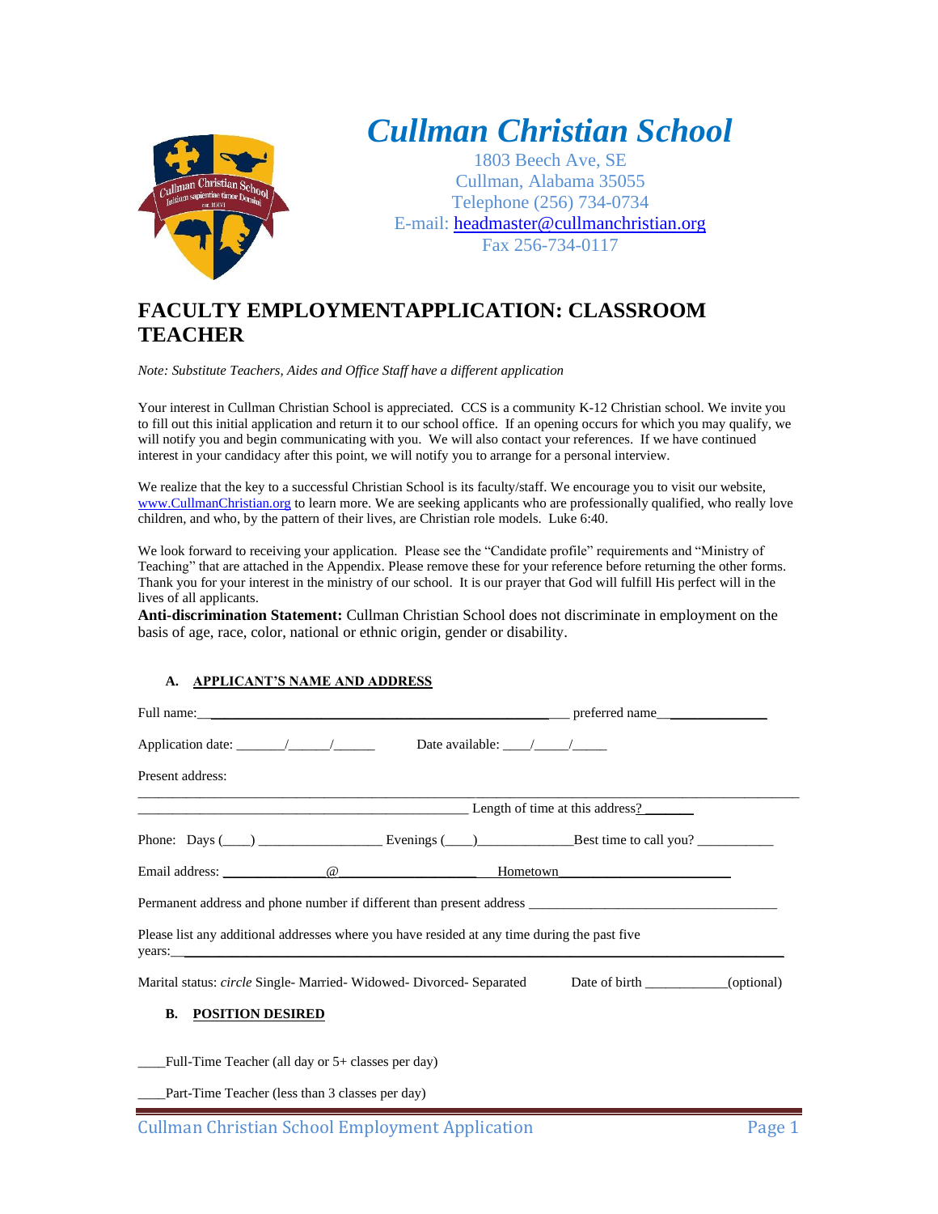# Cullman Christian School

1803 Beech Ave, SE
Cullman, Alabama 35055
Telephone (256) 734-0734
E-mail: headmaster@cullmanchristian.org
Fax 256-734-0117

## FACULTY EMPLOYMENTAPPLICATION: CLASSROOM TEACHER

*Note: Substitute Teachers, Aides and Office Staff have a different application*

Your interest in Cullman Christian School is appreciated. CCS is a community K-12 Christian school. We invite you to fill out this initial application and return it to our school office. If an opening occurs for which you may qualify, we will notify you and begin communicating with you. We will also contact your references. If we have continued interest in your candidacy after this point, we will notify you to arrange for a personal interview.

We realize that the key to a successful Christian School is its faculty/staff. We encourage you to visit our website, www.CullmanChristian.org to learn more. We are seeking applicants who are professionally qualified, who really love children, and who, by the pattern of their lives, are Christian role models. Luke 6:40.

We look forward to receiving your application. Please see the "Candidate profile" requirements and "Ministry of Teaching" that are attached in the Appendix. Please remove these for your reference before returning the other forms. Thank you for your interest in the ministry of our school. It is our prayer that God will fulfill His perfect will in the lives of all applicants.

**Anti-discrimination Statement:** Cullman Christian School does not discriminate in employment on the basis of age, race, color, national or ethnic origin, gender or disability.

### A. APPLICANT'S NAME AND ADDRESS

Full name:\_\_\_\_\_\_\_\_\_\_\_\_\_\_\_\_\_\_\_\_\_\_\_\_\_\_\_\_\_\_\_\_\_\_\_\_\_\_\_\_\_\_\_\_\_\_\_\_\_\_ preferred name\_\_\_\_\_\_\_\_\_\_\_\_\_\_\_\_

Application date: \_\_\_\_\_\_\_/\_\_\_\_\_\_/\_\_\_\_\_\_ Date available: \_\_\_\_/\_\_\_\_\_/\_\_\_\_\_

Present address:

\_\_\_\_\_\_\_\_\_\_\_\_\_\_\_\_\_\_\_\_\_\_\_\_\_\_\_\_\_\_\_\_\_\_\_\_\_\_\_\_\_\_\_\_\_\_\_\_\_\_\_\_\_\_\_\_\_\_\_\_\_\_\_\_\_\_\_\_\_\_\_\_\_\_\_\_\_\_\_\_\_\_\_\_\_\_\_\_\_\_

\_\_\_\_\_\_\_\_\_\_\_\_\_\_\_\_\_\_\_\_\_\_\_\_\_\_\_\_\_\_\_\_\_\_\_\_\_\_\_\_\_\_\_\_\_\_\_\_\_ Length of time at this address?\_\_\_\_\_\_\_\_

Phone: Days (\_\_\_\_) \_\_\_\_\_\_\_\_\_\_\_\_\_\_\_\_\_\_ Evenings (\_\_\_\_)\_\_\_\_\_\_\_\_\_\_\_\_\_\_Best time to call you? \_\_\_\_\_\_\_\_\_\_\_

Email address: \_\_\_\_\_\_\_\_\_\_\_\_\_\_\_@\_\_\_\_\_\_\_\_\_\_\_\_\_\_\_\_\_\_\_\_\_ Hometown\_\_\_\_\_\_\_\_\_\_\_\_\_\_\_\_\_\_\_\_\_\_\_\_\_\_

Permanent address and phone number if different than present address \_\_\_\_\_\_\_\_\_\_\_\_\_\_\_\_\_\_\_\_\_\_\_\_\_\_\_\_\_\_\_\_\_\_\_\_\_

Please list any additional addresses where you have resided at any time during the past five years:\_\_\_\_\_\_\_\_\_\_\_\_\_\_\_\_\_\_\_\_\_\_\_\_\_\_\_\_\_\_\_\_\_\_\_\_\_\_\_\_\_\_\_\_\_\_\_\_\_\_\_\_\_\_\_\_\_\_\_\_\_\_\_\_\_\_\_\_\_\_\_\_\_\_\_\_\_\_\_\_\_\_\_\_\_\_\_\_\_\_

Marital status: *circle* Single- Married- Widowed- Divorced- Separated Date of birth \_\_\_\_\_\_\_\_\_\_\_\_(optional)

### B. POSITION DESIRED

\_\_\_\_Full-Time Teacher (all day or 5+ classes per day)

\_\_\_\_Part-Time Teacher (less than 3 classes per day)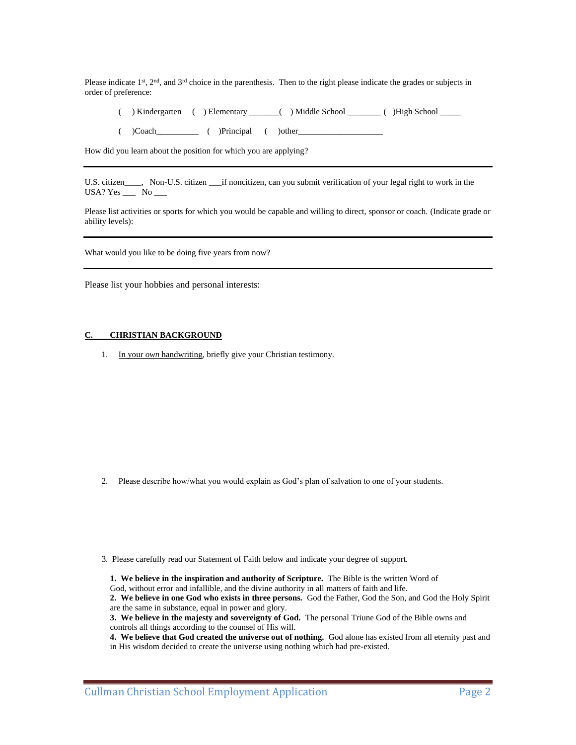Please indicate 1st, 2nd, and 3rd choice in the parenthesis. Then to the right please indicate the grades or subjects in order of preference:

( ) Kindergarten ( ) Elementary _______( ) Middle School ________ ( )High School _____

( )Coach__________ ( )Principal ( )other____________________

How did you learn about the position for which you are applying?

---

U.S. citizen____, Non-U.S. citizen ___if noncitizen, can you submit verification of your legal right to work in the USA? Yes ___ No ___

Please list activities or sports for which you would be capable and willing to direct, sponsor or coach. (Indicate grade or ability levels):

---

What would you like to be doing five years from now?

---

Please list your hobbies and personal interests:

## C. CHRISTIAN BACKGROUND

1. In your *own* handwriting, briefly give your Christian testimony.

2. Please describe how/what you would explain as God's plan of salvation to one of your students.

3. Please carefully read our Statement of Faith below and indicate your degree of support.

**1. We believe in the inspiration and authority of Scripture.** The Bible is the written Word of God, without error and infallible, and the divine authority in all matters of faith and life.
**2. We believe in one God who exists in three persons.** God the Father, God the Son, and God the Holy Spirit are the same in substance, equal in power and glory.
**3. We believe in the majesty and sovereignty of God.** The personal Triune God of the Bible owns and controls all things according to the counsel of His will.
**4. We believe that God created the universe out of nothing.** God alone has existed from all eternity past and in His wisdom decided to create the universe using nothing which had pre-existed.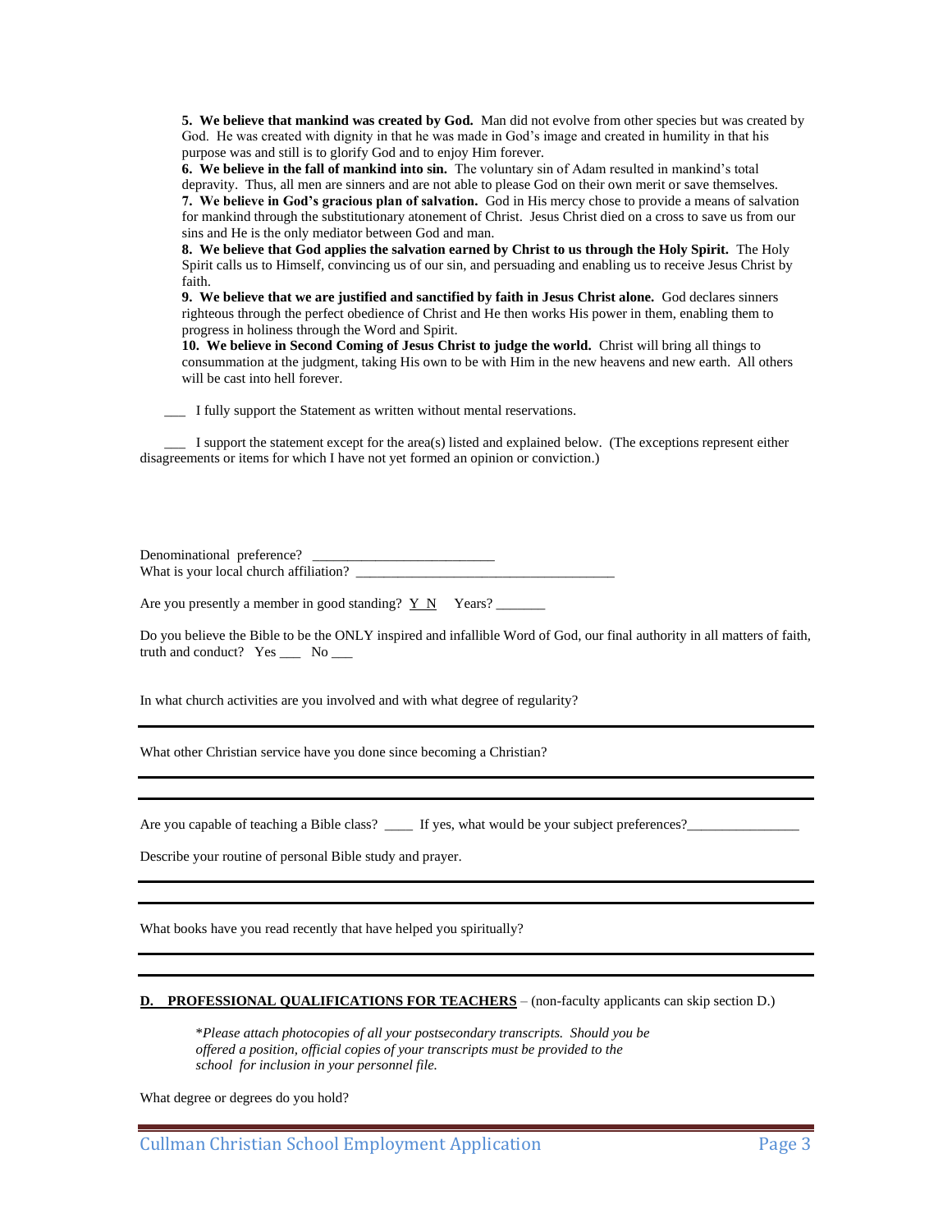**5. We believe that mankind was created by God.** Man did not evolve from other species but was created by God. He was created with dignity in that he was made in God's image and created in humility in that his purpose was and still is to glorify God and to enjoy Him forever.

**6. We believe in the fall of mankind into sin.** The voluntary sin of Adam resulted in mankind's total depravity. Thus, all men are sinners and are not able to please God on their own merit or save themselves.

**7. We believe in God's gracious plan of salvation.** God in His mercy chose to provide a means of salvation for mankind through the substitutionary atonement of Christ. Jesus Christ died on a cross to save us from our sins and He is the only mediator between God and man.

**8. We believe that God applies the salvation earned by Christ to us through the Holy Spirit.** The Holy Spirit calls us to Himself, convincing us of our sin, and persuading and enabling us to receive Jesus Christ by faith.

**9. We believe that we are justified and sanctified by faith in Jesus Christ alone.** God declares sinners righteous through the perfect obedience of Christ and He then works His power in them, enabling them to progress in holiness through the Word and Spirit.

**10. We believe in Second Coming of Jesus Christ to judge the world.** Christ will bring all things to consummation at the judgment, taking His own to be with Him in the new heavens and new earth. All others will be cast into hell forever.

___ I fully support the Statement as written without mental reservations.

___ I support the statement except for the area(s) listed and explained below. (The exceptions represent either disagreements or items for which I have not yet formed an opinion or conviction.)

Denominational preference? _________________________

What is your local church affiliation? ____________________________________

Are you presently a member in good standing? Y N Years? _______

Do you believe the Bible to be the ONLY inspired and infallible Word of God, our final authority in all matters of faith, truth and conduct? Yes ___ No ___

In what church activities are you involved and with what degree of regularity?

What other Christian service have you done since becoming a Christian?

Are you capable of teaching a Bible class? ____ If yes, what would be your subject preferences?________________

Describe your routine of personal Bible study and prayer.

What books have you read recently that have helped you spiritually?

**D. PROFESSIONAL QUALIFICATIONS FOR TEACHERS** – (non-faculty applicants can skip section D.)

*\*Please attach photocopies of all your postsecondary transcripts. Should you be offered a position, official copies of your transcripts must be provided to the school for inclusion in your personnel file.*

What degree or degrees do you hold?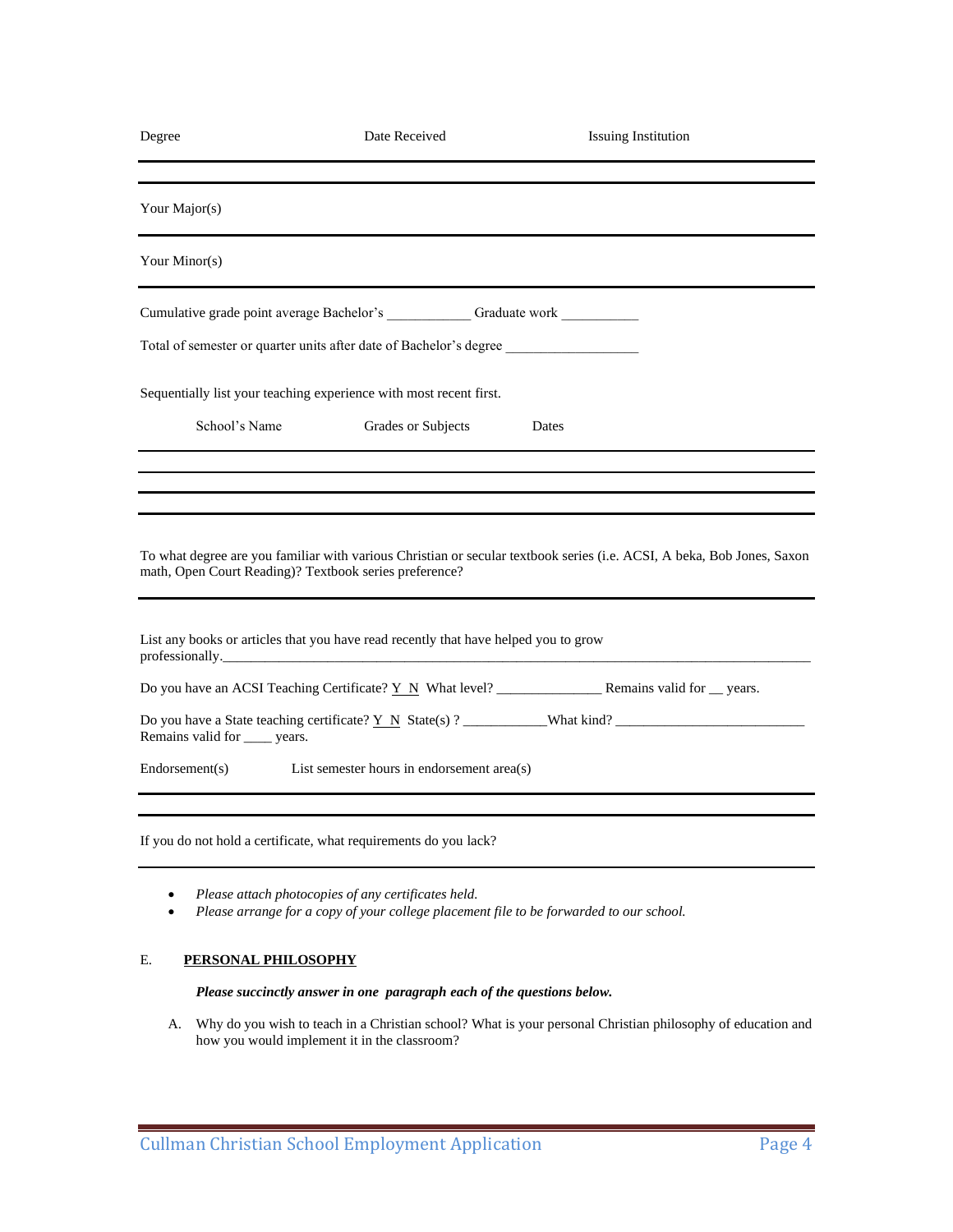| Degree | Date Received | Issuing Institution |
| --- | --- | --- |
| | | |

Your Major(s)

---

Your Minor(s)

---

Cumulative grade point average Bachelor's ___________ Graduate work __________

Total of semester or quarter units after date of Bachelor's degree _________________

Sequentially list your teaching experience with most recent first.

| School's Name | Grades or Subjects | Dates |
| --- | --- | --- |
| | | |
| | | |
| | | |

To what degree are you familiar with various Christian or secular textbook series (i.e. ACSI, A beka, Bob Jones, Saxon math, Open Court Reading)? Textbook series preference?

---

List any books or articles that you have read recently that have helped you to grow professionally._______________________________________________________________________________

Do you have an ACSI Teaching Certificate? Y N What level? _______________ Remains valid for __ years.

Do you have a State teaching certificate? Y N State(s) ? ___________What kind? __________________________ Remains valid for ____ years.

| Endorsement(s) | List semester hours in endorsement area(s) |
| --- | --- |
| | |

If you do not hold a certificate, what requirements do you lack?

---

- *Please attach photocopies of any certificates held.*
- *Please arrange for a copy of your college placement file to be forwarded to our school.*

## E. PERSONAL PHILOSOPHY

***Please succinctly answer in one paragraph each of the questions below.***

A. Why do you wish to teach in a Christian school? What is your personal Christian philosophy of education and how you would implement it in the classroom?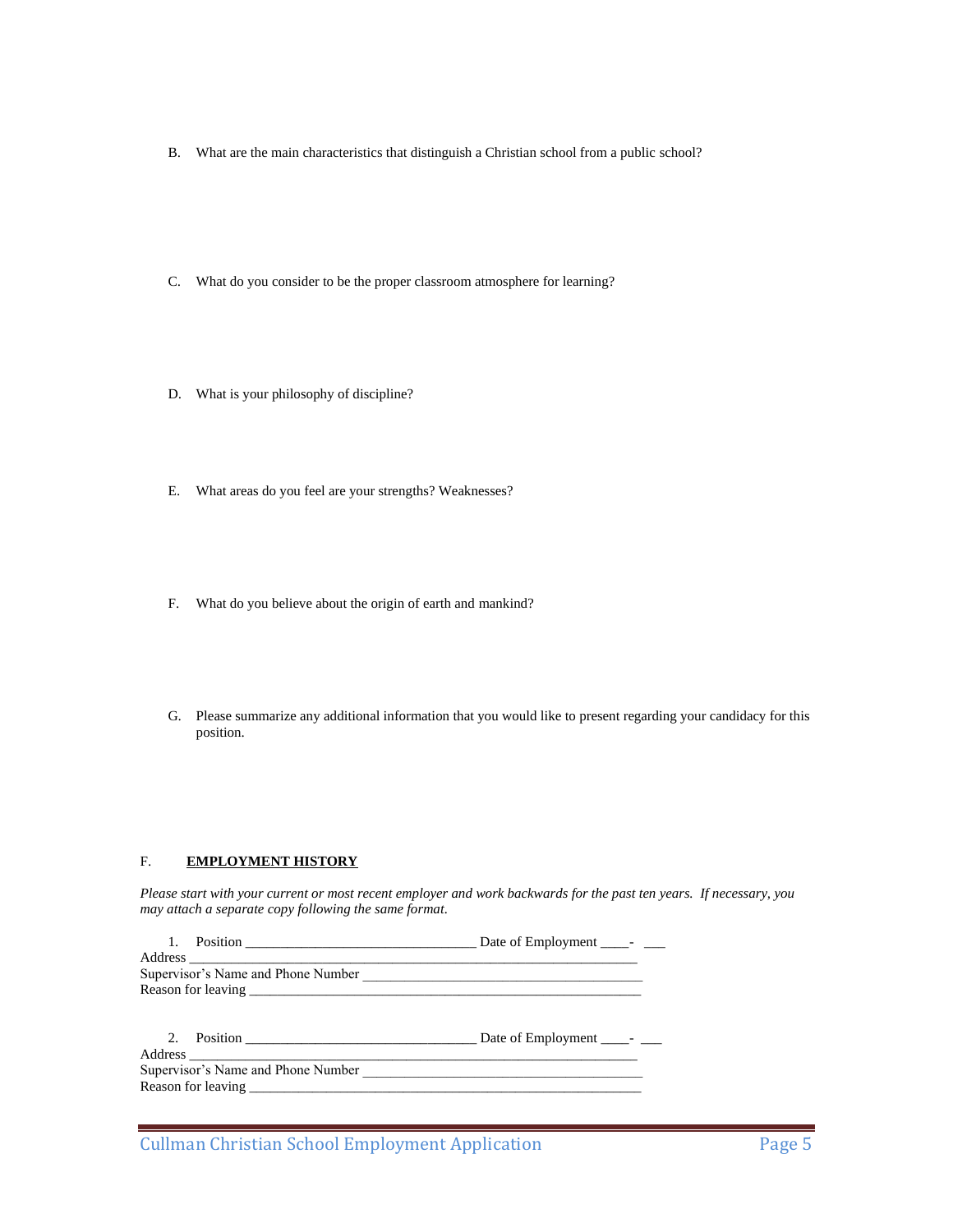B. What are the main characteristics that distinguish a Christian school from a public school?

C. What do you consider to be the proper classroom atmosphere for learning?

D. What is your philosophy of discipline?

E. What areas do you feel are your strengths? Weaknesses?

F. What do you believe about the origin of earth and mankind?

G. Please summarize any additional information that you would like to present regarding your candidacy for this position.

F. **EMPLOYMENT HISTORY**

*Please start with your current or most recent employer and work backwards for the past ten years. If necessary, you may attach a separate copy following the same format.*

1. Position _________________________________ Date of Employment ____- ___

Address _________________________________________________________________
Supervisor's Name and Phone Number ________________________________________
Reason for leaving ________________________________________________________

2. Position _________________________________ Date of Employment ____- ___

Address _________________________________________________________________
Supervisor's Name and Phone Number ________________________________________
Reason for leaving ________________________________________________________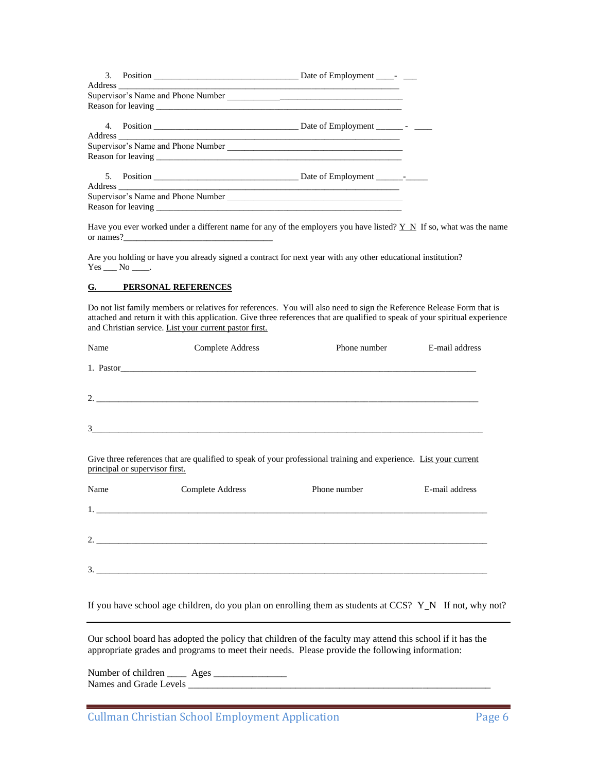3. Position _________________________________ Date of Employment ____- ___

Address ________________________________________________________________

Supervisor's Name and Phone Number ____________________________________

Reason for leaving ________________________________________________________

4. Position _________________________________ Date of Employment ______ - ____

Address ________________________________________________________________

Supervisor's Name and Phone Number ____________________________________

Reason for leaving ________________________________________________________

5. Position _________________________________ Date of Employment ______-_____

Address ________________________________________________________________

Supervisor's Name and Phone Number ____________________________________

Reason for leaving ________________________________________________________

Have you ever worked under a different name for any of the employers you have listed? Y N If so, what was the name or names?__________________________________

Are you holding or have you already signed a contract for next year with any other educational institution?
Yes ___ No ____.

## G. PERSONAL REFERENCES

Do not list family members or relatives for references. You will also need to sign the Reference Release Form that is attached and return it with this application. Give three references that are qualified to speak of your spiritual experience and Christian service. List your current pastor first.

| Name | Complete Address | Phone number | E-mail address |
|---|---|---|---|
| 1. Pastor | | | |
| 2. | | | |
| 3 | | | |

Give three references that are qualified to speak of your professional training and experience. List your current principal or supervisor first.

| Name | Complete Address | Phone number | E-mail address |
|---|---|---|---|
| 1. | | | |
| 2. | | | |
| 3. | | | |

If you have school age children, do you plan on enrolling them as students at CCS? Y_N If not, why not?

---

Our school board has adopted the policy that children of the faculty may attend this school if it has the appropriate grades and programs to meet their needs. Please provide the following information:

Number of children ____ Ages _______________

Names and Grade Levels ____________________________________________________________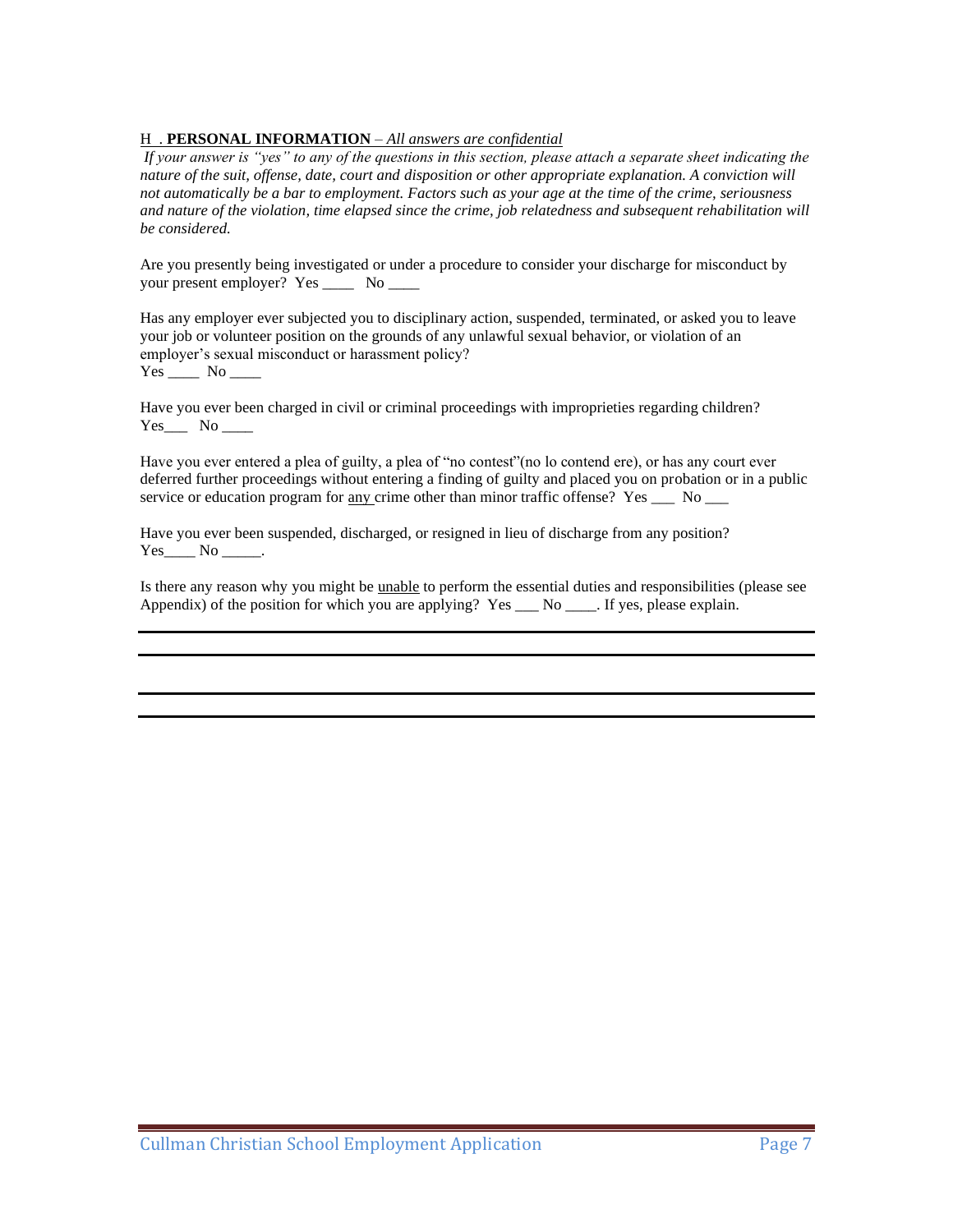## H . **PERSONAL INFORMATION** – *All answers are confidential*

*If your answer is "yes" to any of the questions in this section, please attach a separate sheet indicating the nature of the suit, offense, date, court and disposition or other appropriate explanation. A conviction will not automatically be a bar to employment. Factors such as your age at the time of the crime, seriousness and nature of the violation, time elapsed since the crime, job relatedness and subsequent rehabilitation will be considered.*

Are you presently being investigated or under a procedure to consider your discharge for misconduct by your present employer? Yes ____ No ____

Has any employer ever subjected you to disciplinary action, suspended, terminated, or asked you to leave your job or volunteer position on the grounds of any unlawful sexual behavior, or violation of an employer's sexual misconduct or harassment policy?
Yes ____ No ____

Have you ever been charged in civil or criminal proceedings with improprieties regarding children?
Yes___ No ____

Have you ever entered a plea of guilty, a plea of "no contest"(no lo contend ere), or has any court ever deferred further proceedings without entering a finding of guilty and placed you on probation or in a public service or education program for <u>any</u> crime other than minor traffic offense? Yes ___ No ___

Have you ever been suspended, discharged, or resigned in lieu of discharge from any position?
Yes____ No _____.

Is there any reason why you might be <u>unable</u> to perform the essential duties and responsibilities (please see Appendix) of the position for which you are applying? Yes ___ No ____. If yes, please explain.

_______________________________________________________________________________

_______________________________________________________________________________

_______________________________________________________________________________

_______________________________________________________________________________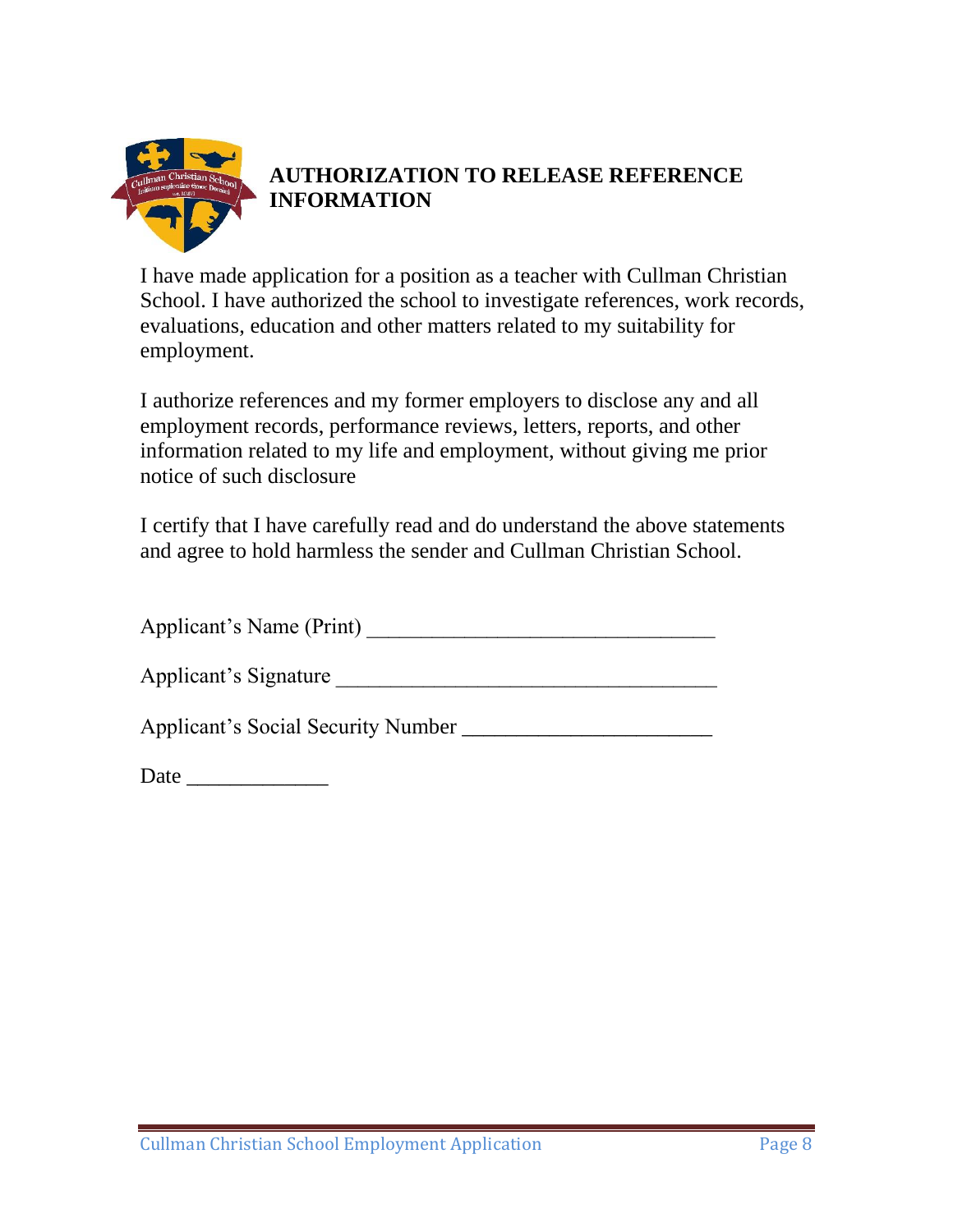## AUTHORIZATION TO RELEASE REFERENCE INFORMATION

I have made application for a position as a teacher with Cullman Christian School. I have authorized the school to investigate references, work records, evaluations, education and other matters related to my suitability for employment.

I authorize references and my former employers to disclose any and all employment records, performance reviews, letters, reports, and other information related to my life and employment, without giving me prior notice of such disclosure

I certify that I have carefully read and do understand the above statements and agree to hold harmless the sender and Cullman Christian School.

Applicant's Name (Print) ________________________________

Applicant's Signature ___________________________________

Applicant's Social Security Number ______________________

Date _____________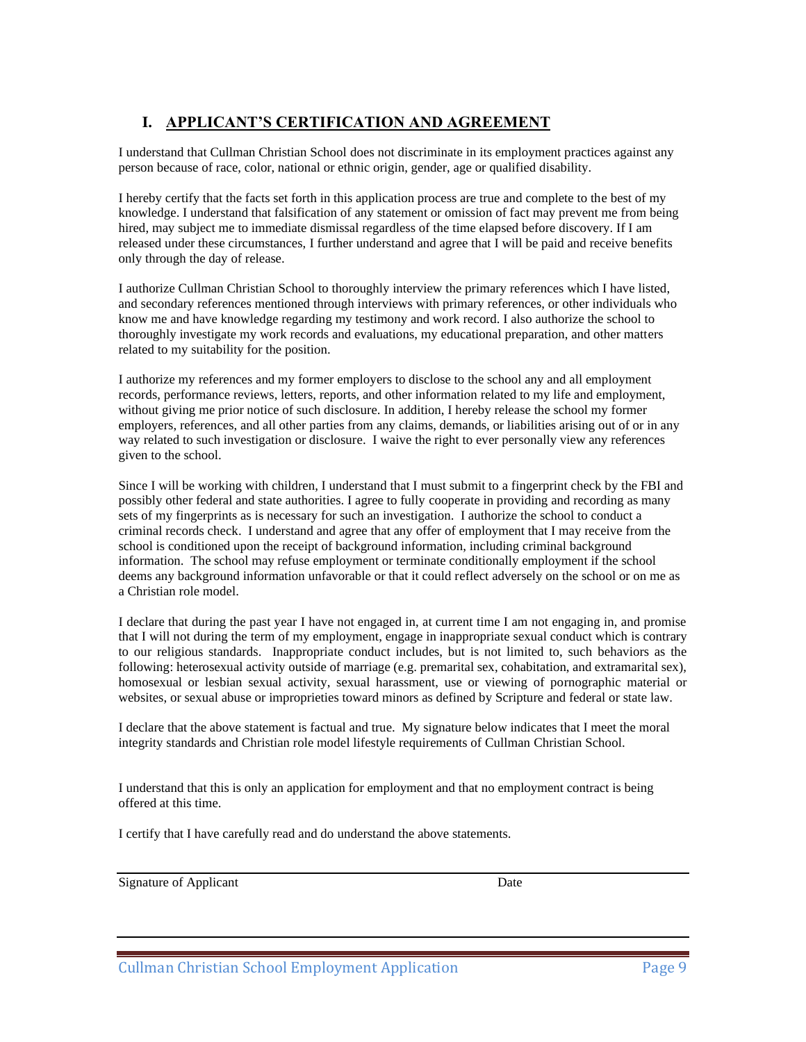## I. APPLICANT'S CERTIFICATION AND AGREEMENT

I understand that Cullman Christian School does not discriminate in its employment practices against any person because of race, color, national or ethnic origin, gender, age or qualified disability.

I hereby certify that the facts set forth in this application process are true and complete to the best of my knowledge. I understand that falsification of any statement or omission of fact may prevent me from being hired, may subject me to immediate dismissal regardless of the time elapsed before discovery. If I am released under these circumstances, I further understand and agree that I will be paid and receive benefits only through the day of release.

I authorize Cullman Christian School to thoroughly interview the primary references which I have listed, and secondary references mentioned through interviews with primary references, or other individuals who know me and have knowledge regarding my testimony and work record. I also authorize the school to thoroughly investigate my work records and evaluations, my educational preparation, and other matters related to my suitability for the position.

I authorize my references and my former employers to disclose to the school any and all employment records, performance reviews, letters, reports, and other information related to my life and employment, without giving me prior notice of such disclosure. In addition, I hereby release the school my former employers, references, and all other parties from any claims, demands, or liabilities arising out of or in any way related to such investigation or disclosure. I waive the right to ever personally view any references given to the school.

Since I will be working with children, I understand that I must submit to a fingerprint check by the FBI and possibly other federal and state authorities. I agree to fully cooperate in providing and recording as many sets of my fingerprints as is necessary for such an investigation. I authorize the school to conduct a criminal records check. I understand and agree that any offer of employment that I may receive from the school is conditioned upon the receipt of background information, including criminal background information. The school may refuse employment or terminate conditionally employment if the school deems any background information unfavorable or that it could reflect adversely on the school or on me as a Christian role model.

I declare that during the past year I have not engaged in, at current time I am not engaging in, and promise that I will not during the term of my employment, engage in inappropriate sexual conduct which is contrary to our religious standards. Inappropriate conduct includes, but is not limited to, such behaviors as the following: heterosexual activity outside of marriage (e.g. premarital sex, cohabitation, and extramarital sex), homosexual or lesbian sexual activity, sexual harassment, use or viewing of pornographic material or websites, or sexual abuse or improprieties toward minors as defined by Scripture and federal or state law.

I declare that the above statement is factual and true. My signature below indicates that I meet the moral integrity standards and Christian role model lifestyle requirements of Cullman Christian School.

I understand that this is only an application for employment and that no employment contract is being offered at this time.

I certify that I have carefully read and do understand the above statements.

Signature of Applicant ______________________ Date ______________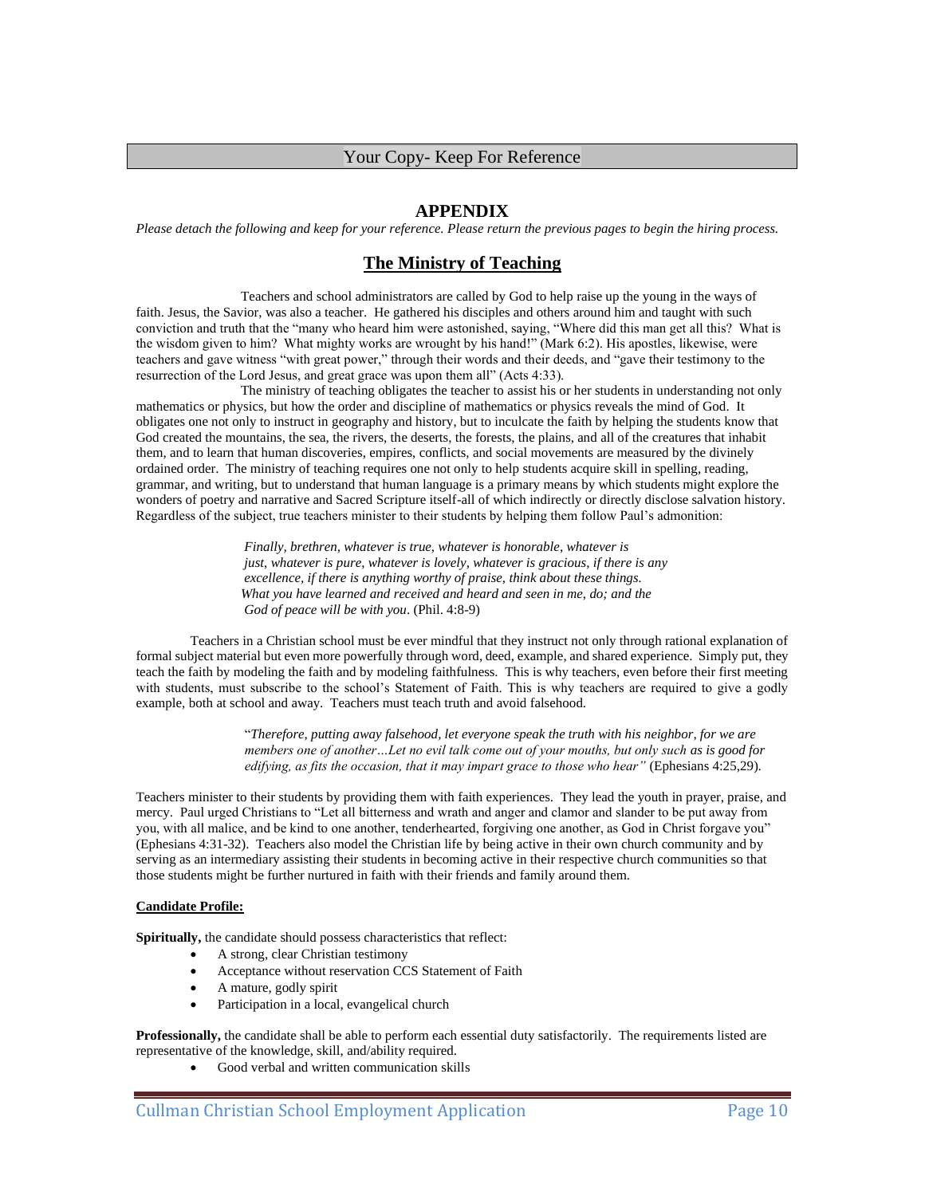Your Copy- Keep For Reference

# APPENDIX

*Please detach the following and keep for your reference. Please return the previous pages to begin the hiring process.*

## The Ministry of Teaching

Teachers and school administrators are called by God to help raise up the young in the ways of faith. Jesus, the Savior, was also a teacher. He gathered his disciples and others around him and taught with such conviction and truth that the "many who heard him were astonished, saying, "Where did this man get all this? What is the wisdom given to him? What mighty works are wrought by his hand!" (Mark 6:2). His apostles, likewise, were teachers and gave witness "with great power," through their words and their deeds, and "gave their testimony to the resurrection of the Lord Jesus, and great grace was upon them all" (Acts 4:33).

The ministry of teaching obligates the teacher to assist his or her students in understanding not only mathematics or physics, but how the order and discipline of mathematics or physics reveals the mind of God. It obligates one not only to instruct in geography and history, but to inculcate the faith by helping the students know that God created the mountains, the sea, the rivers, the deserts, the forests, the plains, and all of the creatures that inhabit them, and to learn that human discoveries, empires, conflicts, and social movements are measured by the divinely ordained order. The ministry of teaching requires one not only to help students acquire skill in spelling, reading, grammar, and writing, but to understand that human language is a primary means by which students might explore the wonders of poetry and narrative and Sacred Scripture itself-all of which indirectly or directly disclose salvation history. Regardless of the subject, true teachers minister to their students by helping them follow Paul's admonition:

> *Finally, brethren, whatever is true, whatever is honorable, whatever is just, whatever is pure, whatever is lovely, whatever is gracious, if there is any excellence, if there is anything worthy of praise, think about these things. What you have learned and received and heard and seen in me, do; and the God of peace will be with you*. (Phil. 4:8-9)

Teachers in a Christian school must be ever mindful that they instruct not only through rational explanation of formal subject material but even more powerfully through word, deed, example, and shared experience. Simply put, they teach the faith by modeling the faith and by modeling faithfulness. This is why teachers, even before their first meeting with students, must subscribe to the school's Statement of Faith. This is why teachers are required to give a godly example, both at school and away. Teachers must teach truth and avoid falsehood.

> "*Therefore, putting away falsehood, let everyone speak the truth with his neighbor, for we are members one of another…Let no evil talk come out of your mouths, but only such as is good for edifying, as fits the occasion, that it may impart grace to those who hear"* (Ephesians 4:25,29).

Teachers minister to their students by providing them with faith experiences. They lead the youth in prayer, praise, and mercy. Paul urged Christians to "Let all bitterness and wrath and anger and clamor and slander to be put away from you, with all malice, and be kind to one another, tenderhearted, forgiving one another, as God in Christ forgave you" (Ephesians 4:31-32). Teachers also model the Christian life by being active in their own church community and by serving as an intermediary assisting their students in becoming active in their respective church communities so that those students might be further nurtured in faith with their friends and family around them.

**Candidate Profile:**

**Spiritually,** the candidate should possess characteristics that reflect:

- A strong, clear Christian testimony
- Acceptance without reservation CCS Statement of Faith
- A mature, godly spirit
- Participation in a local, evangelical church

**Professionally,** the candidate shall be able to perform each essential duty satisfactorily. The requirements listed are representative of the knowledge, skill, and/ability required.

- Good verbal and written communication skills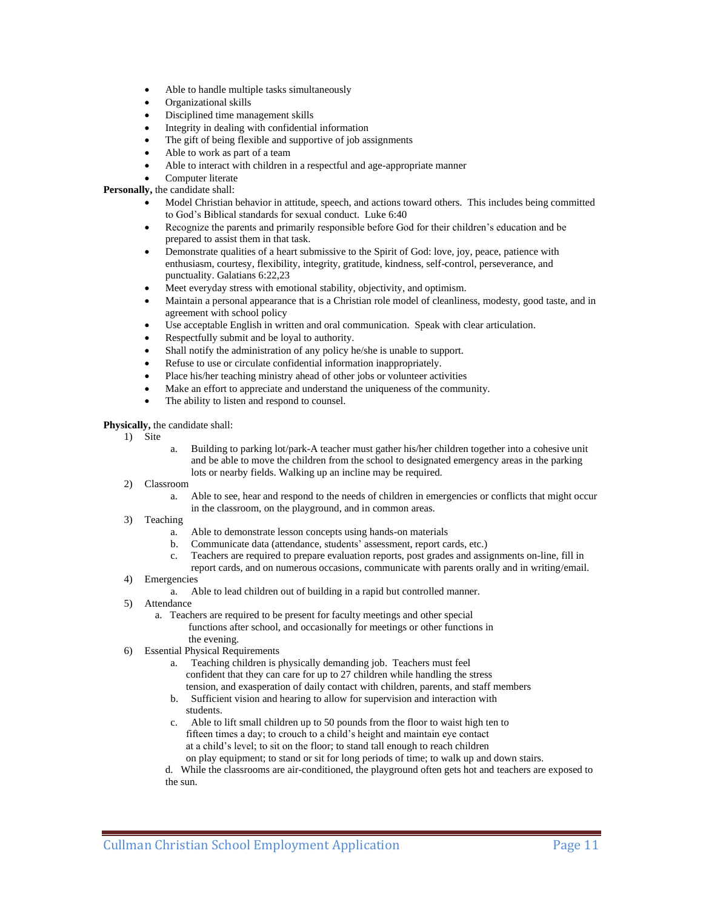- Able to handle multiple tasks simultaneously
- Organizational skills
- Disciplined time management skills
- Integrity in dealing with confidential information
- The gift of being flexible and supportive of job assignments
- Able to work as part of a team
- Able to interact with children in a respectful and age-appropriate manner
- Computer literate

**Personally,** the candidate shall:

- Model Christian behavior in attitude, speech, and actions toward others. This includes being committed to God's Biblical standards for sexual conduct. Luke 6:40
- Recognize the parents and primarily responsible before God for their children's education and be prepared to assist them in that task.
- Demonstrate qualities of a heart submissive to the Spirit of God: love, joy, peace, patience with enthusiasm, courtesy, flexibility, integrity, gratitude, kindness, self-control, perseverance, and punctuality. Galatians 6:22,23
- Meet everyday stress with emotional stability, objectivity, and optimism.
- Maintain a personal appearance that is a Christian role model of cleanliness, modesty, good taste, and in agreement with school policy
- Use acceptable English in written and oral communication. Speak with clear articulation.
- Respectfully submit and be loyal to authority.
- Shall notify the administration of any policy he/she is unable to support.
- Refuse to use or circulate confidential information inappropriately.
- Place his/her teaching ministry ahead of other jobs or volunteer activities
- Make an effort to appreciate and understand the uniqueness of the community.
- The ability to listen and respond to counsel.

**Physically,** the candidate shall:

1) Site
   a. Building to parking lot/park-A teacher must gather his/her children together into a cohesive unit and be able to move the children from the school to designated emergency areas in the parking lots or nearby fields. Walking up an incline may be required.
2) Classroom
   a. Able to see, hear and respond to the needs of children in emergencies or conflicts that might occur in the classroom, on the playground, and in common areas.
3) Teaching
   a. Able to demonstrate lesson concepts using hands-on materials
   b. Communicate data (attendance, students' assessment, report cards, etc.)
   c. Teachers are required to prepare evaluation reports, post grades and assignments on-line, fill in report cards, and on numerous occasions, communicate with parents orally and in writing/email.
4) Emergencies
   a. Able to lead children out of building in a rapid but controlled manner.
5) Attendance
   a. Teachers are required to be present for faculty meetings and other special functions after school, and occasionally for meetings or other functions in the evening.
6) Essential Physical Requirements
   a. Teaching children is physically demanding job. Teachers must feel confident that they can care for up to 27 children while handling the stress tension, and exasperation of daily contact with children, parents, and staff members
   b. Sufficient vision and hearing to allow for supervision and interaction with students.
   c. Able to lift small children up to 50 pounds from the floor to waist high ten to fifteen times a day; to crouch to a child's height and maintain eye contact at a child's level; to sit on the floor; to stand tall enough to reach children on play equipment; to stand or sit for long periods of time; to walk up and down stairs.
   d. While the classrooms are air-conditioned, the playground often gets hot and teachers are exposed to the sun.